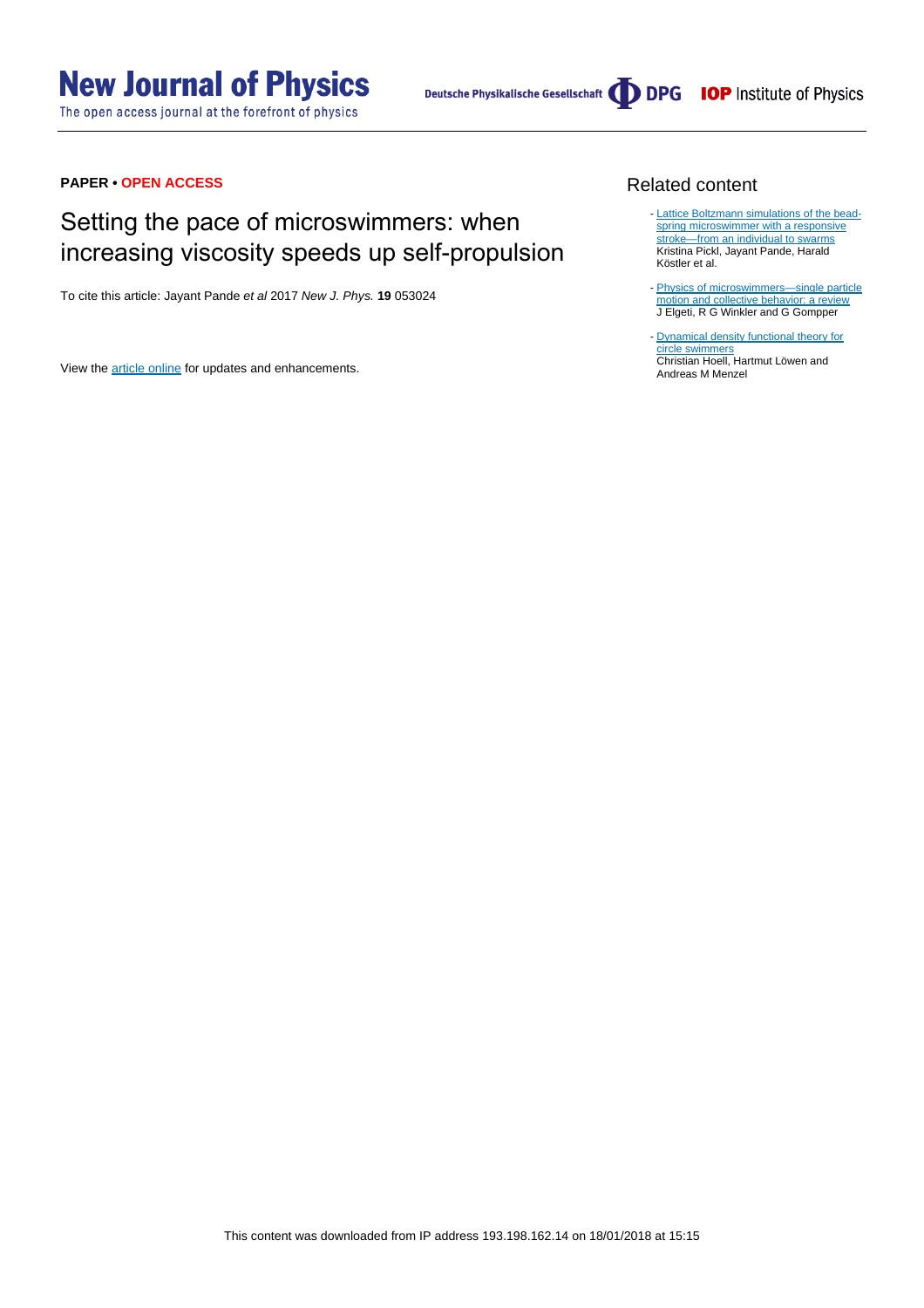**PAPER • OPEN ACCESS**

# Setting the pace of microswimmers: when increasing viscosity speeds up self-propulsion

To cite this article: Jayant Pande *et al* 2017 *New J. Phys.* **19** 053024

View the article online for updates and enhancements.

## Related content

- Lattice Boltzmann simulations of the bead-spring microswimmer with a responsive stroke—from an individual to swarms
  Kristina Pickl, Jayant Pande, Harald Köstler et al.

- Physics of microswimmers—single particle motion and collective behavior: a review
  J Elgeti, R G Winkler and G Gompper

- Dynamical density functional theory for circle swimmers
  Christian Hoell, Hartmut Löwen and Andreas M Menzel

This content was downloaded from IP address 193.198.162.14 on 18/01/2018 at 15:15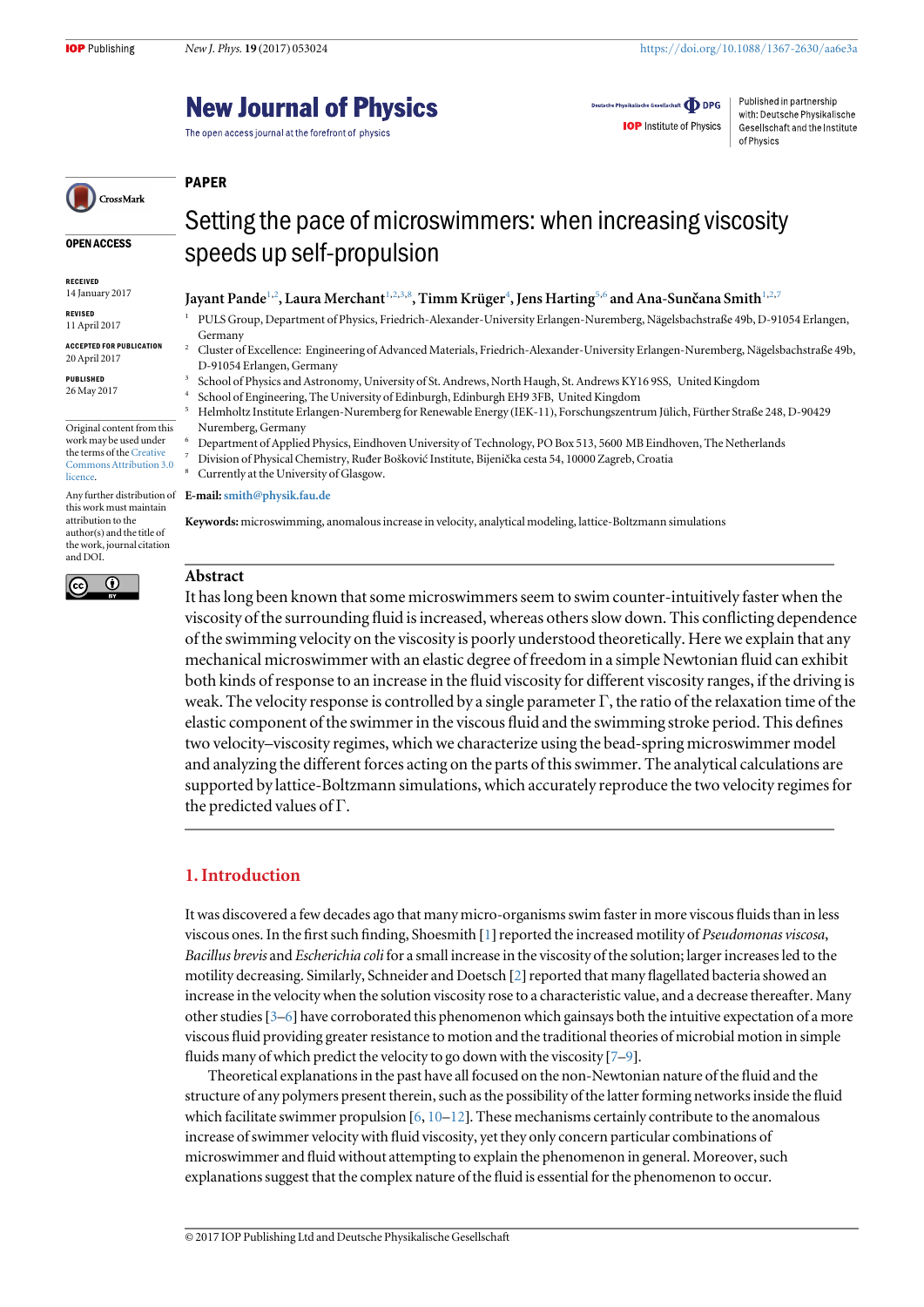PAPER

# Setting the pace of microswimmers: when increasing viscosity speeds up self-propulsion

**Jayant Pande**[1,2], **Laura Merchant**[1,2,3,8], **Timm Krüger**[4], **Jens Harting**[5,6] **and Ana-Sunčana Smith**[1,2,7]

[1] PULS Group, Department of Physics, Friedrich-Alexander-University Erlangen-Nuremberg, Nägelsbachstraße 49b, D-91054 Erlangen, Germany

[2] Cluster of Excellence: Engineering of Advanced Materials, Friedrich-Alexander-University Erlangen-Nuremberg, Nägelsbachstraße 49b, D-91054 Erlangen, Germany

[3] School of Physics and Astronomy, University of St. Andrews, North Haugh, St. Andrews KY16 9SS, United Kingdom

[4] School of Engineering, The University of Edinburgh, Edinburgh EH9 3FB, United Kingdom

[5] Helmholtz Institute Erlangen-Nuremberg for Renewable Energy (IEK-11), Forschungszentrum Jülich, Fürther Straße 248, D-90429 Nuremberg, Germany

[6] Department of Applied Physics, Eindhoven University of Technology, PO Box 513, 5600 MB Eindhoven, The Netherlands

[7] Division of Physical Chemistry, Ruđer Bošković Institute, Bijenička cesta 54, 10000 Zagreb, Croatia

[8] Currently at the University of Glasgow.

**E-mail:** smith@physik.fau.de

**Keywords:** microswimming, anomalous increase in velocity, analytical modeling, lattice-Boltzmann simulations

OPEN ACCESS

RECEIVED
14 January 2017

REVISED
11 April 2017

ACCEPTED FOR PUBLICATION
20 April 2017

PUBLISHED
26 May 2017

Original content from this work may be used under the terms of the Creative Commons Attribution 3.0 licence.

Any further distribution of this work must maintain attribution to the author(s) and the title of the work, journal citation and DOI.

## Abstract

It has long been known that some microswimmers seem to swim counter-intuitively faster when the viscosity of the surrounding fluid is increased, whereas others slow down. This conflicting dependence of the swimming velocity on the viscosity is poorly understood theoretically. Here we explain that any mechanical microswimmer with an elastic degree of freedom in a simple Newtonian fluid can exhibit both kinds of response to an increase in the fluid viscosity for different viscosity ranges, if the driving is weak. The velocity response is controlled by a single parameter $\Gamma$, the ratio of the relaxation time of the elastic component of the swimmer in the viscous fluid and the swimming stroke period. This defines two velocity–viscosity regimes, which we characterize using the bead-spring microswimmer model and analyzing the different forces acting on the parts of this swimmer. The analytical calculations are supported by lattice-Boltzmann simulations, which accurately reproduce the two velocity regimes for the predicted values of $\Gamma$.

## 1. Introduction

It was discovered a few decades ago that many micro-organisms swim faster in more viscous fluids than in less viscous ones. In the first such finding, Shoesmith [1] reported the increased motility of *Pseudomonas viscosa*, *Bacillus brevis* and *Escherichia coli* for a small increase in the viscosity of the solution; larger increases led to the motility decreasing. Similarly, Schneider and Doetsch [2] reported that many flagellated bacteria showed an increase in the velocity when the solution viscosity rose to a characteristic value, and a decrease thereafter. Many other studies [3–6] have corroborated this phenomenon which gainsays both the intuitive expectation of a more viscous fluid providing greater resistance to motion and the traditional theories of microbial motion in simple fluids many of which predict the velocity to go down with the viscosity [7–9].

Theoretical explanations in the past have all focused on the non-Newtonian nature of the fluid and the structure of any polymers present therein, such as the possibility of the latter forming networks inside the fluid which facilitate swimmer propulsion [6, 10–12]. These mechanisms certainly contribute to the anomalous increase of swimmer velocity with fluid viscosity, yet they only concern particular combinations of microswimmer and fluid without attempting to explain the phenomenon in general. Moreover, such explanations suggest that the complex nature of the fluid is essential for the phenomenon to occur.

© 2017 IOP Publishing Ltd and Deutsche Physikalische Gesellschaft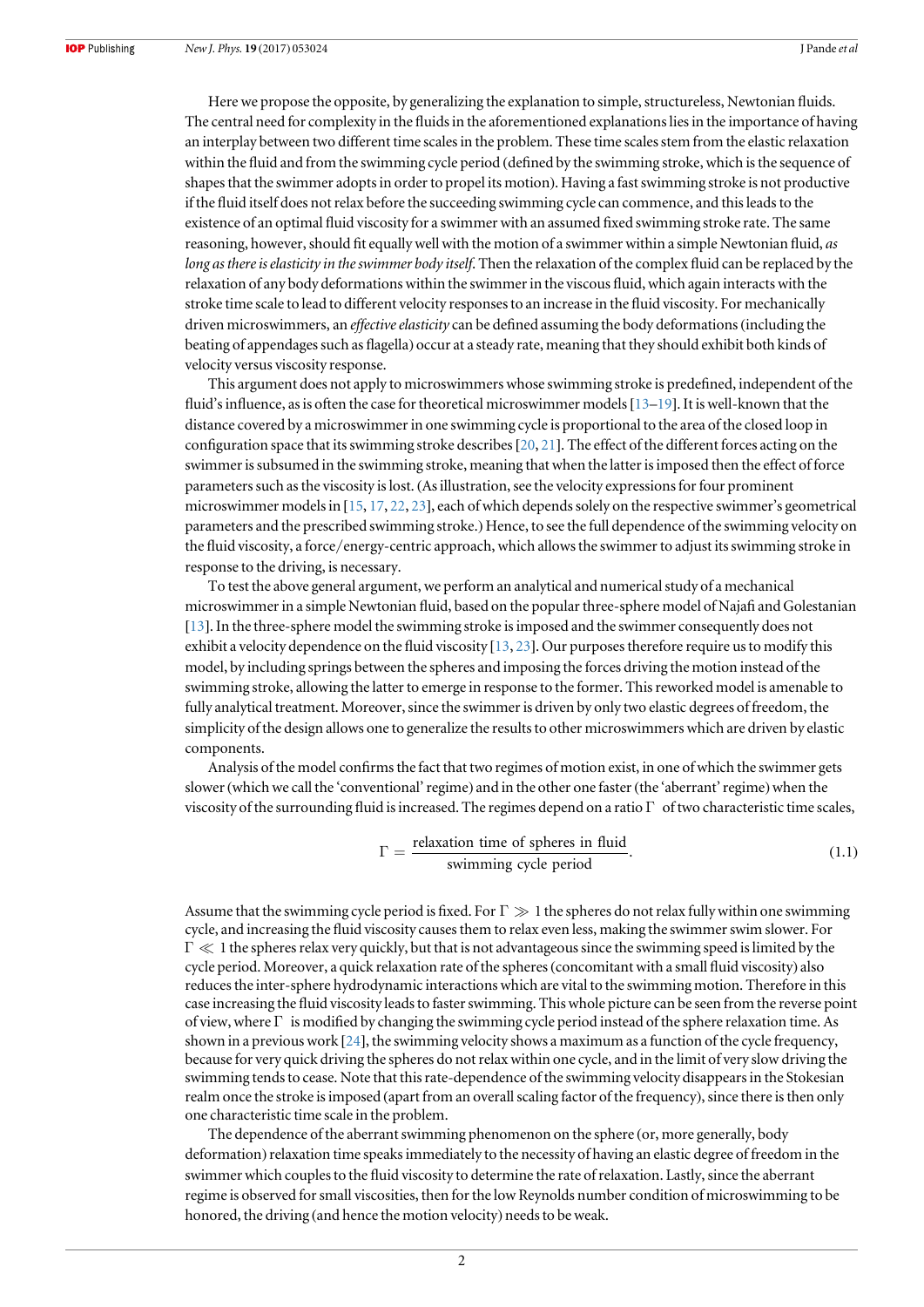Here we propose the opposite, by generalizing the explanation to simple, structureless, Newtonian fluids. The central need for complexity in the fluids in the aforementioned explanations lies in the importance of having an interplay between two different time scales in the problem. These time scales stem from the elastic relaxation within the fluid and from the swimming cycle period (defined by the swimming stroke, which is the sequence of shapes that the swimmer adopts in order to propel its motion). Having a fast swimming stroke is not productive if the fluid itself does not relax before the succeeding swimming cycle can commence, and this leads to the existence of an optimal fluid viscosity for a swimmer with an assumed fixed swimming stroke rate. The same reasoning, however, should fit equally well with the motion of a swimmer within a simple Newtonian fluid, *as long as there is elasticity in the swimmer body itself*. Then the relaxation of the complex fluid can be replaced by the relaxation of any body deformations within the swimmer in the viscous fluid, which again interacts with the stroke time scale to lead to different velocity responses to an increase in the fluid viscosity. For mechanically driven microswimmers, an *effective elasticity* can be defined assuming the body deformations (including the beating of appendages such as flagella) occur at a steady rate, meaning that they should exhibit both kinds of velocity versus viscosity response.

This argument does not apply to microswimmers whose swimming stroke is predefined, independent of the fluid's influence, as is often the case for theoretical microswimmer models [13–19]. It is well-known that the distance covered by a microswimmer in one swimming cycle is proportional to the area of the closed loop in configuration space that its swimming stroke describes [20, 21]. The effect of the different forces acting on the swimmer is subsumed in the swimming stroke, meaning that when the latter is imposed then the effect of force parameters such as the viscosity is lost. (As illustration, see the velocity expressions for four prominent microswimmer models in [15, 17, 22, 23], each of which depends solely on the respective swimmer's geometrical parameters and the prescribed swimming stroke.) Hence, to see the full dependence of the swimming velocity on the fluid viscosity, a force/energy-centric approach, which allows the swimmer to adjust its swimming stroke in response to the driving, is necessary.

To test the above general argument, we perform an analytical and numerical study of a mechanical microswimmer in a simple Newtonian fluid, based on the popular three-sphere model of Najafi and Golestanian [13]. In the three-sphere model the swimming stroke is imposed and the swimmer consequently does not exhibit a velocity dependence on the fluid viscosity [13, 23]. Our purposes therefore require us to modify this model, by including springs between the spheres and imposing the forces driving the motion instead of the swimming stroke, allowing the latter to emerge in response to the former. This reworked model is amenable to fully analytical treatment. Moreover, since the swimmer is driven by only two elastic degrees of freedom, the simplicity of the design allows one to generalize the results to other microswimmers which are driven by elastic components.

Analysis of the model confirms the fact that two regimes of motion exist, in one of which the swimmer gets slower (which we call the 'conventional' regime) and in the other one faster (the 'aberrant' regime) when the viscosity of the surrounding fluid is increased. The regimes depend on a ratio $\Gamma$ of two characteristic time scales,

$$\Gamma = \frac{\text{relaxation time of spheres in fluid}}{\text{swimming cycle period}}. \tag{1.1}$$

Assume that the swimming cycle period is fixed. For $\Gamma \gg 1$ the spheres do not relax fully within one swimming cycle, and increasing the fluid viscosity causes them to relax even less, making the swimmer swim slower. For $\Gamma \ll 1$ the spheres relax very quickly, but that is not advantageous since the swimming speed is limited by the cycle period. Moreover, a quick relaxation rate of the spheres (concomitant with a small fluid viscosity) also reduces the inter-sphere hydrodynamic interactions which are vital to the swimming motion. Therefore in this case increasing the fluid viscosity leads to faster swimming. This whole picture can be seen from the reverse point of view, where $\Gamma$ is modified by changing the swimming cycle period instead of the sphere relaxation time. As shown in a previous work [24], the swimming velocity shows a maximum as a function of the cycle frequency, because for very quick driving the spheres do not relax within one cycle, and in the limit of very slow driving the swimming tends to cease. Note that this rate-dependence of the swimming velocity disappears in the Stokesian realm once the stroke is imposed (apart from an overall scaling factor of the frequency), since there is then only one characteristic time scale in the problem.

The dependence of the aberrant swimming phenomenon on the sphere (or, more generally, body deformation) relaxation time speaks immediately to the necessity of having an elastic degree of freedom in the swimmer which couples to the fluid viscosity to determine the rate of relaxation. Lastly, since the aberrant regime is observed for small viscosities, then for the low Reynolds number condition of microswimming to be honored, the driving (and hence the motion velocity) needs to be weak.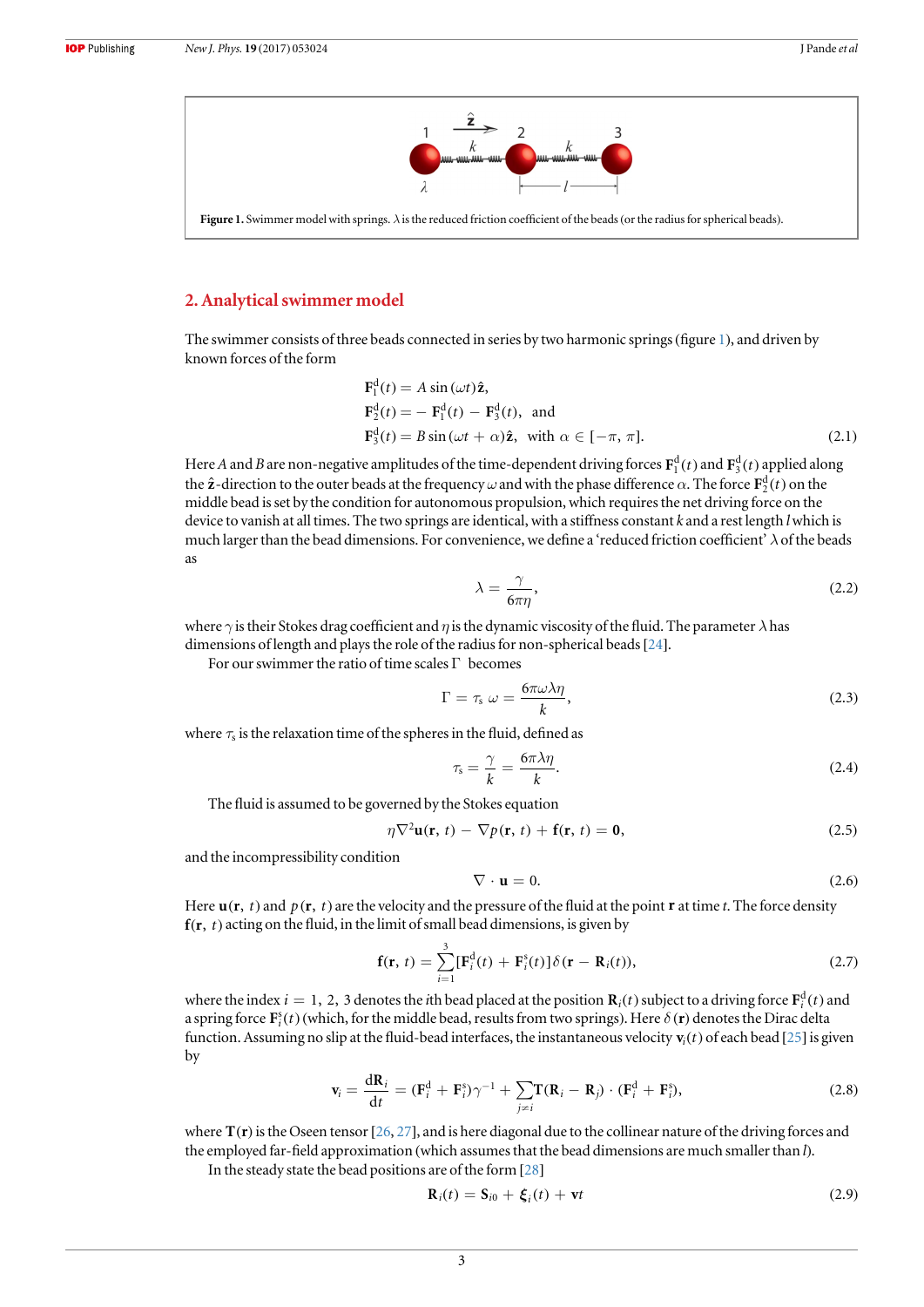**Figure 1.** Swimmer model with springs. $\lambda$ is the reduced friction coefficient of the beads (or the radius for spherical beads).

## 2. Analytical swimmer model

The swimmer consists of three beads connected in series by two harmonic springs (figure 1), and driven by known forces of the form

$$
\begin{aligned}
\mathbf{F}_1^{\mathrm{d}}(t) &= A\sin(\omega t)\hat{\mathbf{z}},\\
\mathbf{F}_2^{\mathrm{d}}(t) &= -\mathbf{F}_1^{\mathrm{d}}(t) - \mathbf{F}_3^{\mathrm{d}}(t), \quad \text{and}\\
\mathbf{F}_3^{\mathrm{d}}(t) &= B\sin(\omega t + \alpha)\hat{\mathbf{z}}, \quad \text{with } \alpha \in [-\pi, \pi].
\end{aligned}
\tag{2.1}
$$

Here $A$ and $B$ are non-negative amplitudes of the time-dependent driving forces $\mathbf{F}_1^{\mathrm{d}}(t)$ and $\mathbf{F}_3^{\mathrm{d}}(t)$ applied along the $\hat{\mathbf{z}}$-direction to the outer beads at the frequency $\omega$ and with the phase difference $\alpha$. The force $\mathbf{F}_2^{\mathrm{d}}(t)$ on the middle bead is set by the condition for autonomous propulsion, which requires the net driving force on the device to vanish at all times. The two springs are identical, with a stiffness constant $k$ and a rest length $l$ which is much larger than the bead dimensions. For convenience, we define a 'reduced friction coefficient' $\lambda$ of the beads as

$$
\lambda = \frac{\gamma}{6\pi\eta},
\tag{2.2}
$$

where $\gamma$ is their Stokes drag coefficient and $\eta$ is the dynamic viscosity of the fluid. The parameter $\lambda$ has dimensions of length and plays the role of the radius for non-spherical beads [24].

For our swimmer the ratio of time scales $\Gamma$ becomes

$$
\Gamma = \tau_{\mathrm{s}}\,\omega = \frac{6\pi\omega\lambda\eta}{k},
\tag{2.3}
$$

where $\tau_{\mathrm{s}}$ is the relaxation time of the spheres in the fluid, defined as

$$
\tau_{\mathrm{s}} = \frac{\gamma}{k} = \frac{6\pi\lambda\eta}{k}.
\tag{2.4}
$$

The fluid is assumed to be governed by the Stokes equation

$$
\eta\nabla^2\mathbf{u}(\mathbf{r}, t) - \nabla p(\mathbf{r}, t) + \mathbf{f}(\mathbf{r}, t) = \mathbf{0},
\tag{2.5}
$$

and the incompressibility condition

$$
\nabla \cdot \mathbf{u} = 0.
\tag{2.6}
$$

Here $\mathbf{u}(\mathbf{r}, t)$ and $p(\mathbf{r}, t)$ are the velocity and the pressure of the fluid at the point $\mathbf{r}$ at time $t$. The force density $\mathbf{f}(\mathbf{r}, t)$ acting on the fluid, in the limit of small bead dimensions, is given by

$$
\mathbf{f}(\mathbf{r}, t) = \sum_{i=1}^{3}[\mathbf{F}_i^{\mathrm{d}}(t) + \mathbf{F}_i^{\mathrm{s}}(t)]\delta(\mathbf{r} - \mathbf{R}_i(t)),
\tag{2.7}
$$

where the index $i = 1, 2, 3$ denotes the $i$th bead placed at the position $\mathbf{R}_i(t)$ subject to a driving force $\mathbf{F}_i^{\mathrm{d}}(t)$ and a spring force $\mathbf{F}_i^{\mathrm{s}}(t)$ (which, for the middle bead, results from two springs). Here $\delta(\mathbf{r})$ denotes the Dirac delta function. Assuming no slip at the fluid-bead interfaces, the instantaneous velocity $\mathbf{v}_i(t)$ of each bead [25] is given by

$$
\mathbf{v}_i = \frac{\mathrm{d}\mathbf{R}_i}{\mathrm{d}t} = (\mathbf{F}_i^{\mathrm{d}} + \mathbf{F}_i^{\mathrm{s}})\gamma^{-1} + \sum_{j\neq i}\mathbf{T}(\mathbf{R}_i - \mathbf{R}_j)\cdot(\mathbf{F}_j^{\mathrm{d}} + \mathbf{F}_j^{\mathrm{s}}),
\tag{2.8}
$$

where $\mathbf{T}(\mathbf{r})$ is the Oseen tensor [26, 27], and is here diagonal due to the collinear nature of the driving forces and the employed far-field approximation (which assumes that the bead dimensions are much smaller than $l$).

In the steady state the bead positions are of the form [28]

$$
\mathbf{R}_i(t) = \mathbf{S}_{i0} + \boldsymbol{\xi}_i(t) + \mathbf{v}t
\tag{2.9}
$$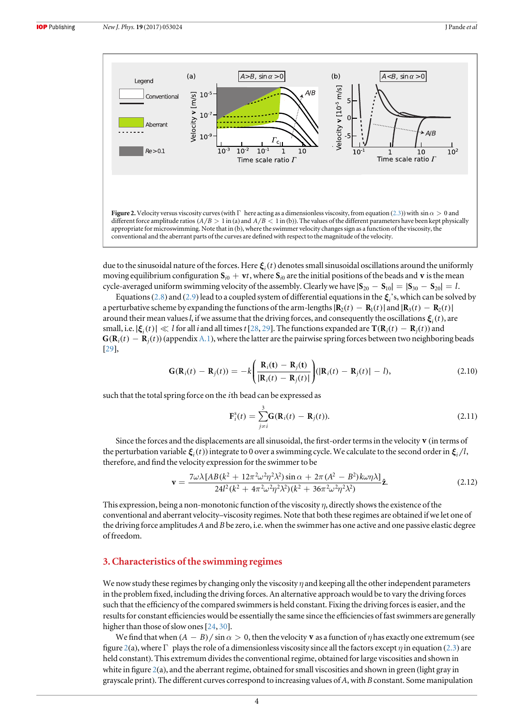**Figure 2.** Velocity versus viscosity curves (with $\Gamma$ here acting as a dimensionless viscosity, from equation (2.3)) with $\sin\alpha > 0$ and different force amplitude ratios ($A/B > 1$ in (a) and $A/B < 1$ in (b)). The values of the different parameters have been kept physically appropriate for microswimming. Note that in (b), where the swimmer velocity changes sign as a function of the viscosity, the conventional and the aberrant parts of the curves are defined with respect to the magnitude of the velocity.

due to the sinusoidal nature of the forces. Here $\boldsymbol{\xi}_i(t)$ denotes small sinusoidal oscillations around the uniformly moving equilibrium configuration $\mathbf{S}_{i0} + \mathbf{v}t$, where $\mathbf{S}_{i0}$ are the initial positions of the beads and $\mathbf{v}$ is the mean cycle-averaged uniform swimming velocity of the assembly. Clearly we have $|\mathbf{S}_{20} - \mathbf{S}_{10}| = |\mathbf{S}_{30} - \mathbf{S}_{20}| = l$.

Equations (2.8) and (2.9) lead to a coupled system of differential equations in the $\boldsymbol{\xi}_i$'s, which can be solved by a perturbative scheme by expanding the functions of the arm-lengths $|\mathbf{R}_2(t) - \mathbf{R}_1(t)|$ and $|\mathbf{R}_3(t) - \mathbf{R}_2(t)|$ around their mean values $l$, if we assume that the driving forces, and consequently the oscillations $\boldsymbol{\xi}_i(t)$, are small, i.e. $|\boldsymbol{\xi}_i(t)| \ll l$ for all $i$ and all times $t$ [28, 29]. The functions expanded are $\mathbf{T}(\mathbf{R}_i(t) - \mathbf{R}_j(t))$ and $\mathbf{G}(\mathbf{R}_i(t) - \mathbf{R}_j(t))$ (appendix A.1), where the latter are the pairwise spring forces between two neighboring beads [29],

$$\mathbf{G}(\mathbf{R}_i(t) - \mathbf{R}_j(t)) = -k\left(\frac{\mathbf{R}_i(\mathbf{t}) - \mathbf{R}_j(\mathbf{t})}{|\mathbf{R}_i(t) - \mathbf{R}_j(t)|}\right)(|\mathbf{R}_i(t) - \mathbf{R}_j(t)| - l), \tag{2.10}$$

such that the total spring force on the $i$th bead can be expressed as

$$\mathbf{F}_i^s(t) = \sum_{j\neq i}^{3}\mathbf{G}(\mathbf{R}_i(t) - \mathbf{R}_j(t)). \tag{2.11}$$

Since the forces and the displacements are all sinusoidal, the first-order terms in the velocity $\mathbf{v}$ (in terms of the perturbation variable $\boldsymbol{\xi}_i(t)$) integrate to 0 over a swimming cycle. We calculate to the second order in $\boldsymbol{\xi}_i/l$, therefore, and find the velocity expression for the swimmer to be

$$\mathbf{v} = \frac{7\omega\lambda[AB(k^2 + 12\pi^2\omega^2\eta^2\lambda^2)\sin\alpha + 2\pi(A^2 - B^2)k\omega\eta\lambda]}{24l^2(k^2 + 4\pi^2\omega^2\eta^2\lambda^2)(k^2 + 36\pi^2\omega^2\eta^2\lambda^2)}\hat{\mathbf{z}}. \tag{2.12}$$

This expression, being a non-monotonic function of the viscosity $\eta$, directly shows the existence of the conventional and aberrant velocity–viscosity regimes. Note that both these regimes are obtained if we let one of the driving force amplitudes $A$ and $B$ be zero, i.e. when the swimmer has one active and one passive elastic degree of freedom.

## 3. Characteristics of the swimming regimes

We now study these regimes by changing only the viscosity $\eta$ and keeping all the other independent parameters in the problem fixed, including the driving forces. An alternative approach would be to vary the driving forces such that the efficiency of the compared swimmers is held constant. Fixing the driving forces is easier, and the results for constant efficiencies would be essentially the same since the efficiencies of fast swimmers are generally higher than those of slow ones [24, 30].

We find that when $(A - B)/\sin\alpha > 0$, then the velocity $\mathbf{v}$ as a function of $\eta$ has exactly one extremum (see figure 2(a), where $\Gamma$ plays the role of a dimensionless viscosity since all the factors except $\eta$ in equation (2.3) are held constant). This extremum divides the conventional regime, obtained for large viscosities and shown in white in figure 2(a), and the aberrant regime, obtained for small viscosities and shown in green (light gray in grayscale print). The different curves correspond to increasing values of $A$, with $B$ constant. Some manipulation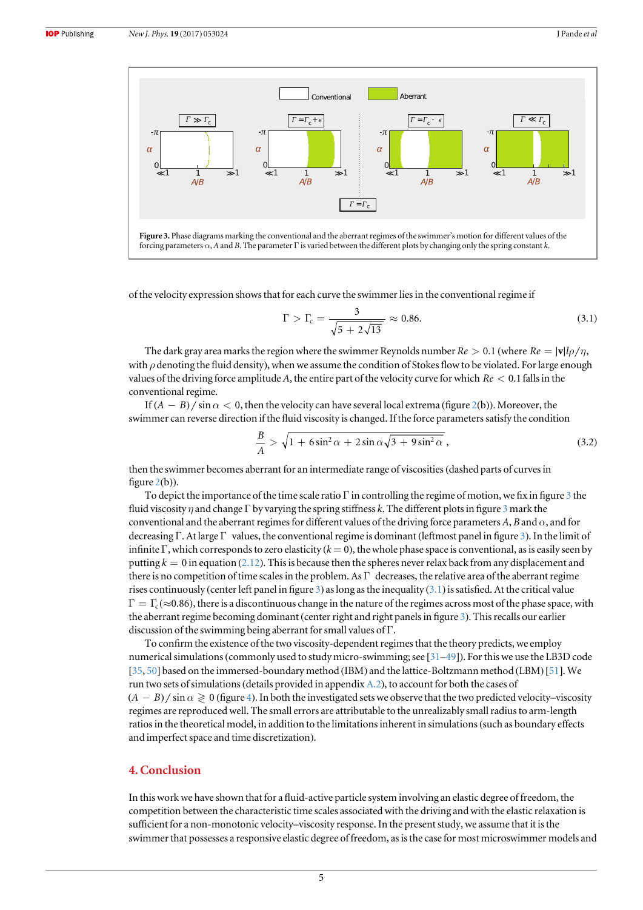**Figure 3.** Phase diagrams marking the conventional and the aberrant regimes of the swimmer's motion for different values of the forcing parameters $\alpha$, $A$ and $B$. The parameter $\Gamma$ is varied between the different plots by changing only the spring constant $k$.

of the velocity expression shows that for each curve the swimmer lies in the conventional regime if

$$\Gamma > \Gamma_c = \frac{3}{\sqrt{5 + 2\sqrt{13}}} \approx 0.86. \tag{3.1}$$

The dark gray area marks the region where the swimmer Reynolds number $Re > 0.1$ (where $Re = |\mathbf{v}|l\rho/\eta$, with $\rho$ denoting the fluid density), when we assume the condition of Stokes flow to be violated. For large enough values of the driving force amplitude $A$, the entire part of the velocity curve for which $Re < 0.1$ falls in the conventional regime.

If $(A - B)/\sin\alpha < 0$, then the velocity can have several local extrema (figure 2(b)). Moreover, the swimmer can reverse direction if the fluid viscosity is changed. If the force parameters satisfy the condition

$$\frac{B}{A} > \sqrt{1 + 6\sin^2\alpha + 2\sin\alpha\sqrt{3 + 9\sin^2\alpha}}\,, \tag{3.2}$$

then the swimmer becomes aberrant for an intermediate range of viscosities (dashed parts of curves in figure 2(b)).

To depict the importance of the time scale ratio $\Gamma$ in controlling the regime of motion, we fix in figure 3 the fluid viscosity $\eta$ and change $\Gamma$ by varying the spring stiffness $k$. The different plots in figure 3 mark the conventional and the aberrant regimes for different values of the driving force parameters $A$, $B$ and $\alpha$, and for decreasing $\Gamma$. At large $\Gamma$ values, the conventional regime is dominant (leftmost panel in figure 3). In the limit of infinite $\Gamma$, which corresponds to zero elasticity ($k = 0$), the whole phase space is conventional, as is easily seen by putting $k = 0$ in equation (2.12). This is because then the spheres never relax back from any displacement and there is no competition of time scales in the problem. As $\Gamma$ decreases, the relative area of the aberrant regime rises continuously (center left panel in figure 3) as long as the inequality (3.1) is satisfied. At the critical value $\Gamma = \Gamma_c (\approx 0.86)$, there is a discontinuous change in the nature of the regimes across most of the phase space, with the aberrant regime becoming dominant (center right and right panels in figure 3). This recalls our earlier discussion of the swimming being aberrant for small values of $\Gamma$.

To confirm the existence of the two viscosity-dependent regimes that the theory predicts, we employ numerical simulations (commonly used to study micro-swimming; see [31–49]). For this we use the LB3D code [35, 50] based on the immersed-boundary method (IBM) and the lattice-Boltzmann method (LBM) [51]. We run two sets of simulations (details provided in appendix A.2), to account for both the cases of $(A - B)/\sin\alpha \gtrless 0$ (figure 4). In both the investigated sets we observe that the two predicted velocity–viscosity regimes are reproduced well. The small errors are attributable to the unrealizably small radius to arm-length ratios in the theoretical model, in addition to the limitations inherent in simulations (such as boundary effects and imperfect space and time discretization).

## 4. Conclusion

In this work we have shown that for a fluid-active particle system involving an elastic degree of freedom, the competition between the characteristic time scales associated with the driving and with the elastic relaxation is sufficient for a non-monotonic velocity–viscosity response. In the present study, we assume that it is the swimmer that possesses a responsive elastic degree of freedom, as is the case for most microswimmer models and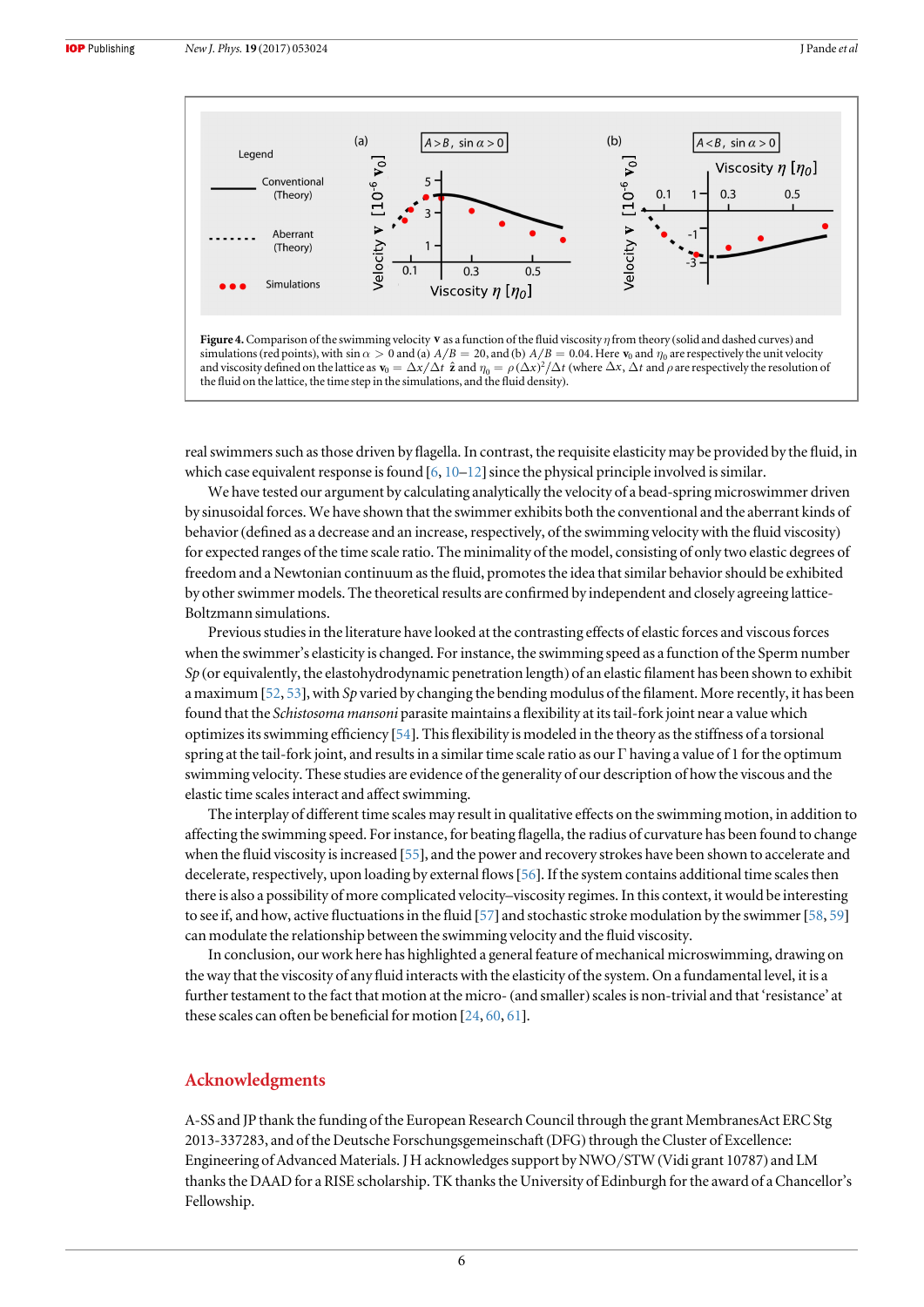**Figure 4.** Comparison of the swimming velocity $\mathbf{v}$ as a function of the fluid viscosity $\eta$ from theory (solid and dashed curves) and simulations (red points), with $\sin\alpha > 0$ and (a) $A/B = 20$, and (b) $A/B = 0.04$. Here $\mathbf{v}_0$ and $\eta_0$ are respectively the unit velocity and viscosity defined on the lattice as $\mathbf{v}_0 = \Delta x/\Delta t\ \hat{\mathbf{z}}$ and $\eta_0 = \rho(\Delta x)^2/\Delta t$ (where $\Delta x$, $\Delta t$ and $\rho$ are respectively the resolution of the fluid on the lattice, the time step in the simulations, and the fluid density).

real swimmers such as those driven by flagella. In contrast, the requisite elasticity may be provided by the fluid, in which case equivalent response is found [6, 10–12] since the physical principle involved is similar.

We have tested our argument by calculating analytically the velocity of a bead-spring microswimmer driven by sinusoidal forces. We have shown that the swimmer exhibits both the conventional and the aberrant kinds of behavior (defined as a decrease and an increase, respectively, of the swimming velocity with the fluid viscosity) for expected ranges of the time scale ratio. The minimality of the model, consisting of only two elastic degrees of freedom and a Newtonian continuum as the fluid, promotes the idea that similar behavior should be exhibited by other swimmer models. The theoretical results are confirmed by independent and closely agreeing lattice-Boltzmann simulations.

Previous studies in the literature have looked at the contrasting effects of elastic forces and viscous forces when the swimmer's elasticity is changed. For instance, the swimming speed as a function of the Sperm number *Sp* (or equivalently, the elastohydrodynamic penetration length) of an elastic filament has been shown to exhibit a maximum [52, 53], with *Sp* varied by changing the bending modulus of the filament. More recently, it has been found that the *Schistosoma mansoni* parasite maintains a flexibility at its tail-fork joint near a value which optimizes its swimming efficiency [54]. This flexibility is modeled in the theory as the stiffness of a torsional spring at the tail-fork joint, and results in a similar time scale ratio as our $\Gamma$ having a value of 1 for the optimum swimming velocity. These studies are evidence of the generality of our description of how the viscous and the elastic time scales interact and affect swimming.

The interplay of different time scales may result in qualitative effects on the swimming motion, in addition to affecting the swimming speed. For instance, for beating flagella, the radius of curvature has been found to change when the fluid viscosity is increased [55], and the power and recovery strokes have been shown to accelerate and decelerate, respectively, upon loading by external flows [56]. If the system contains additional time scales then there is also a possibility of more complicated velocity–viscosity regimes. In this context, it would be interesting to see if, and how, active fluctuations in the fluid [57] and stochastic stroke modulation by the swimmer [58, 59] can modulate the relationship between the swimming velocity and the fluid viscosity.

In conclusion, our work here has highlighted a general feature of mechanical microswimming, drawing on the way that the viscosity of any fluid interacts with the elasticity of the system. On a fundamental level, it is a further testament to the fact that motion at the micro- (and smaller) scales is non-trivial and that 'resistance' at these scales can often be beneficial for motion [24, 60, 61].

## Acknowledgments

A-SS and JP thank the funding of the European Research Council through the grant MembranesAct ERC Stg 2013-337283, and of the Deutsche Forschungsgemeinschaft (DFG) through the Cluster of Excellence: Engineering of Advanced Materials. J H acknowledges support by NWO/STW (Vidi grant 10787) and LM thanks the DAAD for a RISE scholarship. TK thanks the University of Edinburgh for the award of a Chancellor's Fellowship.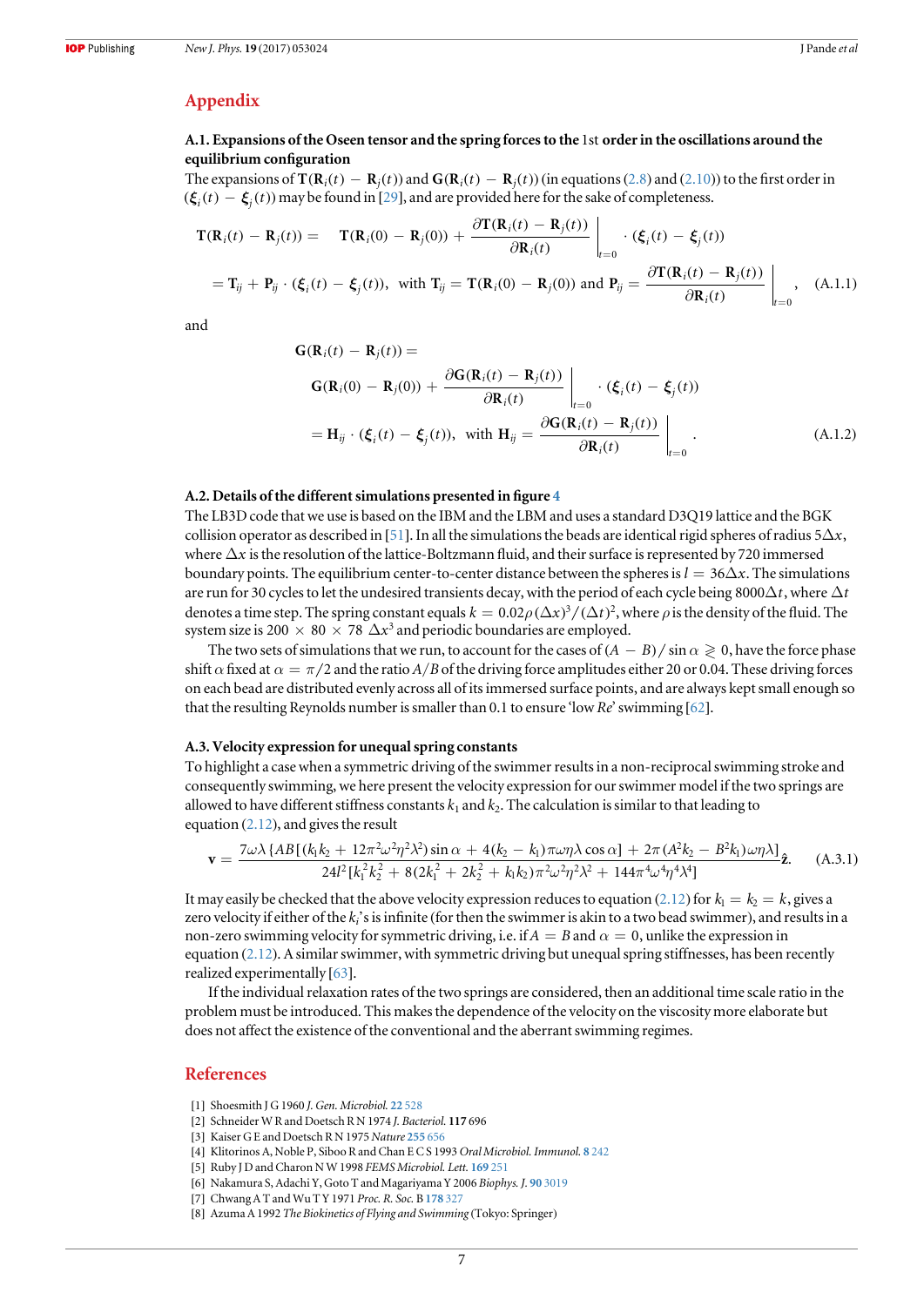# Appendix

### A.1. Expansions of the Oseen tensor and the spring forces to the 1st order in the oscillations around the equilibrium configuration

The expansions of $\mathbf{T}(\mathbf{R}_i(t) - \mathbf{R}_j(t))$ and $\mathbf{G}(\mathbf{R}_i(t) - \mathbf{R}_j(t))$ (in equations (2.8) and (2.10)) to the first order in $(\boldsymbol{\xi}_i(t) - \boldsymbol{\xi}_j(t))$ may be found in [29], and are provided here for the sake of completeness.

$$
\begin{aligned}
\mathbf{T}(\mathbf{R}_i(t) - \mathbf{R}_j(t)) = &\quad \mathbf{T}(\mathbf{R}_i(0) - \mathbf{R}_j(0)) + \left.\frac{\partial \mathbf{T}(\mathbf{R}_i(t) - \mathbf{R}_j(t))}{\partial \mathbf{R}_i(t)}\right|_{t=0} \cdot (\boldsymbol{\xi}_i(t) - \boldsymbol{\xi}_j(t)) \\
&= \mathbf{T}_{ij} + \mathbf{P}_{ij} \cdot (\boldsymbol{\xi}_i(t) - \boldsymbol{\xi}_j(t)), \text{ with } \mathbf{T}_{ij} = \mathbf{T}(\mathbf{R}_i(0) - \mathbf{R}_j(0)) \text{ and } \mathbf{P}_{ij} = \left.\frac{\partial \mathbf{T}(\mathbf{R}_i(t) - \mathbf{R}_j(t))}{\partial \mathbf{R}_i(t)}\right|_{t=0}, \quad \text{(A.1.1)}
\end{aligned}
$$

and

$$
\begin{aligned}
&\mathbf{G}(\mathbf{R}_i(t) - \mathbf{R}_j(t)) = \\
&\quad \mathbf{G}(\mathbf{R}_i(0) - \mathbf{R}_j(0)) + \left.\frac{\partial \mathbf{G}(\mathbf{R}_i(t) - \mathbf{R}_j(t))}{\partial \mathbf{R}_i(t)}\right|_{t=0} \cdot (\boldsymbol{\xi}_i(t) - \boldsymbol{\xi}_j(t)) \\
&\quad = \mathbf{H}_{ij} \cdot (\boldsymbol{\xi}_i(t) - \boldsymbol{\xi}_j(t)), \text{ with } \mathbf{H}_{ij} = \left.\frac{\partial \mathbf{G}(\mathbf{R}_i(t) - \mathbf{R}_j(t))}{\partial \mathbf{R}_i(t)}\right|_{t=0}. \quad \text{(A.1.2)}
\end{aligned}
$$

### A.2. Details of the different simulations presented in figure 4

The LB3D code that we use is based on the IBM and the LBM and uses a standard D3Q19 lattice and the BGK collision operator as described in [51]. In all the simulations the beads are identical rigid spheres of radius $5\Delta x$, where $\Delta x$ is the resolution of the lattice-Boltzmann fluid, and their surface is represented by 720 immersed boundary points. The equilibrium center-to-center distance between the spheres is $l = 36\Delta x$. The simulations are run for 30 cycles to let the undesired transients decay, with the period of each cycle being $8000\Delta t$, where $\Delta t$ denotes a time step. The spring constant equals $k = 0.02\rho(\Delta x)^3/(\Delta t)^2$, where $\rho$ is the density of the fluid. The system size is $200 \times 80 \times 78\ \Delta x^3$ and periodic boundaries are employed.

The two sets of simulations that we run, to account for the cases of $(A - B)/\sin\alpha \gtrless 0$, have the force phase shift $\alpha$ fixed at $\alpha = \pi/2$ and the ratio $A/B$ of the driving force amplitudes either 20 or 0.04. These driving forces on each bead are distributed evenly across all of its immersed surface points, and are always kept small enough so that the resulting Reynolds number is smaller than 0.1 to ensure 'low *Re*' swimming [62].

### A.3. Velocity expression for unequal spring constants

To highlight a case when a symmetric driving of the swimmer results in a non-reciprocal swimming stroke and consequently swimming, we here present the velocity expression for our swimmer model if the two springs are allowed to have different stiffness constants $k_1$ and $k_2$. The calculation is similar to that leading to equation (2.12), and gives the result

$$
\mathbf{v} = \frac{7\omega\lambda\{AB[(k_1k_2 + 12\pi^2\omega^2\eta^2\lambda^2)\sin\alpha + 4(k_2 - k_1)\pi\omega\eta\lambda\cos\alpha] + 2\pi(A^2k_2 - B^2k_1)\omega\eta\lambda\}}{24l^2[k_1^2k_2^2 + 8(2k_1^2 + 2k_2^2 + k_1k_2)\pi^2\omega^2\eta^2\lambda^2 + 144\pi^4\omega^4\eta^4\lambda^4]}\hat{\mathbf{z}}. \quad \text{(A.3.1)}
$$

It may easily be checked that the above velocity expression reduces to equation (2.12) for $k_1 = k_2 = k$, gives a zero velocity if either of the $k_i$'s is infinite (for then the swimmer is akin to a two bead swimmer), and results in a non-zero swimming velocity for symmetric driving, i.e. if $A = B$ and $\alpha = 0$, unlike the expression in equation (2.12). A similar swimmer, with symmetric driving but unequal spring stiffnesses, has been recently realized experimentally [63].

If the individual relaxation rates of the two springs are considered, then an additional time scale ratio in the problem must be introduced. This makes the dependence of the velocity on the viscosity more elaborate but does not affect the existence of the conventional and the aberrant swimming regimes.

# References

[1] Shoesmith J G 1960 *J. Gen. Microbiol.* **22** 528

[2] Schneider W R and Doetsch R N 1974 *J. Bacteriol.* **117** 696

[3] Kaiser G E and Doetsch R N 1975 *Nature* **255** 656

[4] Klitorinos A, Noble P, Siboo R and Chan E C S 1993 *Oral Microbiol. Immunol.* **8** 242

[5] Ruby J D and Charon N W 1998 *FEMS Microbiol. Lett.* **169** 251

[6] Nakamura S, Adachi Y, Goto T and Magariyama Y 2006 *Biophys. J.* **90** 3019

[7] Chwang A T and Wu T Y 1971 *Proc. R. Soc.* B **178** 327

[8] Azuma A 1992 *The Biokinetics of Flying and Swimming* (Tokyo: Springer)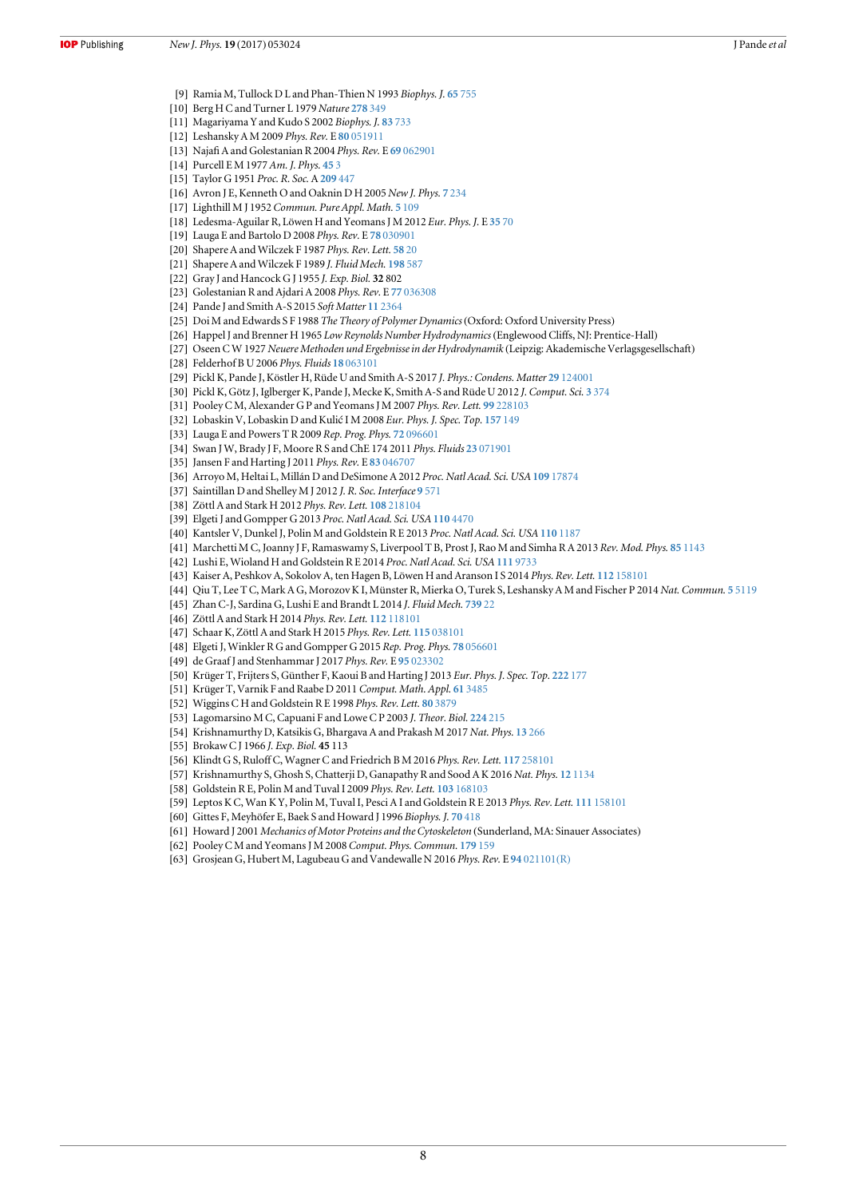[9] Ramia M, Tullock D L and Phan-Thien N 1993 *Biophys. J.* **65** 755

[10] Berg H C and Turner L 1979 *Nature* **278** 349

[11] Magariyama Y and Kudo S 2002 *Biophys. J.* **83** 733

[12] Leshansky A M 2009 *Phys. Rev.* E **80** 051911

[13] Najafi A and Golestanian R 2004 *Phys. Rev.* E **69** 062901

[14] Purcell E M 1977 *Am. J. Phys.* **45** 3

[15] Taylor G 1951 *Proc. R. Soc.* A **209** 447

[16] Avron J E, Kenneth O and Oaknin D H 2005 *New J. Phys.* **7** 234

[17] Lighthill M J 1952 *Commun. Pure Appl. Math.* **5** 109

[18] Ledesma-Aguilar R, Löwen H and Yeomans J M 2012 *Eur. Phys. J.* E **35** 70

[19] Lauga E and Bartolo D 2008 *Phys. Rev.* E **78** 030901

[20] Shapere A and Wilczek F 1987 *Phys. Rev. Lett.* **58** 20

[21] Shapere A and Wilczek F 1989 *J. Fluid Mech.* **198** 587

[22] Gray J and Hancock G J 1955 *J. Exp. Biol.* **32** 802

[23] Golestanian R and Ajdari A 2008 *Phys. Rev.* E **77** 036308

[24] Pande J and Smith A-S 2015 *Soft Matter* **11** 2364

[25] Doi M and Edwards S F 1988 *The Theory of Polymer Dynamics* (Oxford: Oxford University Press)

[26] Happel J and Brenner H 1965 *Low Reynolds Number Hydrodynamics* (Englewood Cliffs, NJ: Prentice-Hall)

[27] Oseen C W 1927 *Neuere Methoden und Ergebnisse in der Hydrodynamik* (Leipzig: Akademische Verlagsgesellschaft)

[28] Felderhof B U 2006 *Phys. Fluids* **18** 063101

[29] Pickl K, Pande J, Köstler H, Rüde U and Smith A-S 2017 *J. Phys.: Condens. Matter* **29** 124001

[30] Pickl K, Götz J, Iglberger K, Pande J, Mecke K, Smith A-S and Rüde U 2012 *J. Comput. Sci.* **3** 374

[31] Pooley C M, Alexander G P and Yeomans J M 2007 *Phys. Rev. Lett.* **99** 228103

[32] Lobaskin V, Lobaskin D and Kulić I M 2008 *Eur. Phys. J. Spec. Top.* **157** 149

[33] Lauga E and Powers T R 2009 *Rep. Prog. Phys.* **72** 096601

[34] Swan J W, Brady J F, Moore R S and ChE 174 2011 *Phys. Fluids* **23** 071901

[35] Jansen F and Harting J 2011 *Phys. Rev.* E **83** 046707

[36] Arroyo M, Heltai L, Millán D and DeSimone A 2012 *Proc. Natl Acad. Sci. USA* **109** 17874

[37] Saintillan D and Shelley M J 2012 *J. R. Soc. Interface* **9** 571

[38] Zöttl A and Stark H 2012 *Phys. Rev. Lett.* **108** 218104

[39] Elgeti J and Gompper G 2013 *Proc. Natl Acad. Sci. USA* **110** 4470

[40] Kantsler V, Dunkel J, Polin M and Goldstein R E 2013 *Proc. Natl Acad. Sci. USA* **110** 1187

[41] Marchetti M C, Joanny J F, Ramaswamy S, Liverpool T B, Prost J, Rao M and Simha R A 2013 *Rev. Mod. Phys.* **85** 1143

[42] Lushi E, Wioland H and Goldstein R E 2014 *Proc. Natl Acad. Sci. USA* **111** 9733

[43] Kaiser A, Peshkov A, Sokolov A, ten Hagen B, Löwen H and Aranson I S 2014 *Phys. Rev. Lett.* **112** 158101

[44] Qiu T, Lee T C, Mark A G, Morozov K I, Münster R, Mierka O, Turek S, Leshansky A M and Fischer P 2014 *Nat. Commun.* **5** 5119

[45] Zhan C-J, Sardina G, Lushi E and Brandt L 2014 *J. Fluid Mech.* **739** 22

[46] Zöttl A and Stark H 2014 *Phys. Rev. Lett.* **112** 118101

[47] Schaar K, Zöttl A and Stark H 2015 *Phys. Rev. Lett.* **115** 038101

[48] Elgeti J, Winkler R G and Gompper G 2015 *Rep. Prog. Phys.* **78** 056601

[49] de Graaf J and Stenhammar J 2017 *Phys. Rev.* E **95** 023302

[50] Krüger T, Frijters S, Günther F, Kaoui B and Harting J 2013 *Eur. Phys. J. Spec. Top.* **222** 177

[51] Krüger T, Varnik F and Raabe D 2011 *Comput. Math. Appl.* **61** 3485

[52] Wiggins C H and Goldstein R E 1998 *Phys. Rev. Lett.* **80** 3879

[53] Lagomarsino M C, Capuani F and Lowe C P 2003 *J. Theor. Biol.* **224** 215

[54] Krishnamurthy D, Katsikis G, Bhargava A and Prakash M 2017 *Nat. Phys.* **13** 266

[55] Brokaw C J 1966 *J. Exp. Biol.* **45** 113

[56] Klindt G S, Ruloff C, Wagner C and Friedrich B M 2016 *Phys. Rev. Lett.* **117** 258101

[57] Krishnamurthy S, Ghosh S, Chatterji D, Ganapathy R and Sood A K 2016 *Nat. Phys.* **12** 1134

[58] Goldstein R E, Polin M and Tuval I 2009 *Phys. Rev. Lett.* **103** 168103

[59] Leptos K C, Wan K Y, Polin M, Tuval I, Pesci A I and Goldstein R E 2013 *Phys. Rev. Lett.* **111** 158101

[60] Gittes F, Meyhöfer E, Baek S and Howard J 1996 *Biophys. J.* **70** 418

[61] Howard J 2001 *Mechanics of Motor Proteins and the Cytoskeleton* (Sunderland, MA: Sinauer Associates)

[62] Pooley C M and Yeomans J M 2008 *Comput. Phys. Commun.* **179** 159

[63] Grosjean G, Hubert M, Lagubeau G and Vandewalle N 2016 *Phys. Rev.* E **94** 021101(R)